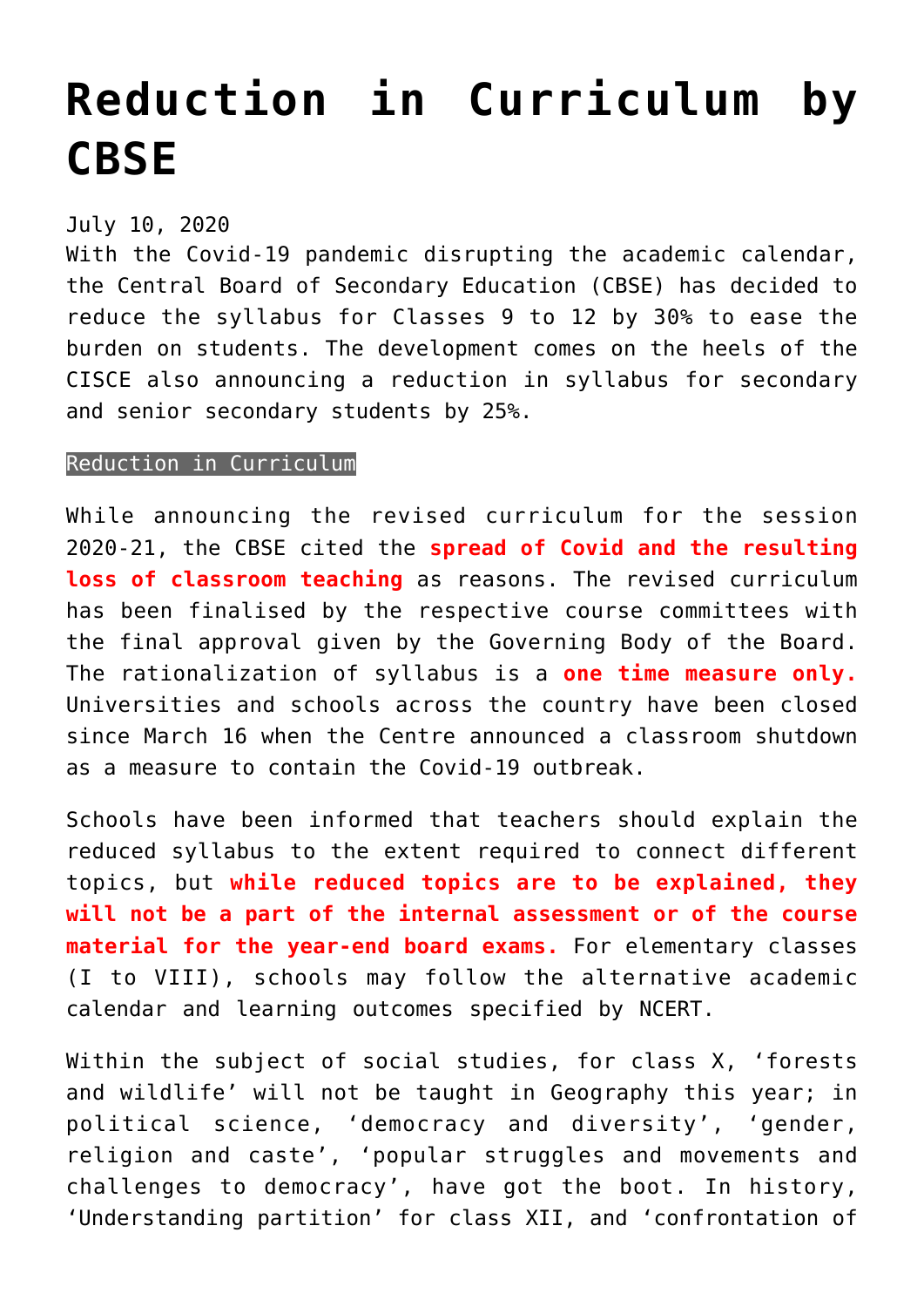# Reduction in Curriculum by CBSE

July 10, 2020

With the Covid-19 pandemic disrupting the academic calendar, the Central Board of Secondary Education (CBSE) has decided to reduce the syllabus for Classes 9 to 12 by 30% to ease the burden on students. The development comes on the heels of the CISCE also announcing a reduction in syllabus for secondary and senior secondary students by 25%.

## Reduction in Curriculum

While announcing the revised curriculum for the session 2020-21, the CBSE cited the **spread of Covid and the resulting loss of classroom teaching** as reasons. The revised curriculum has been finalised by the respective course committees with the final approval given by the Governing Body of the Board. The rationalization of syllabus is a **one time measure only.** Universities and schools across the country have been closed since March 16 when the Centre announced a classroom shutdown as a measure to contain the Covid-19 outbreak.

Schools have been informed that teachers should explain the reduced syllabus to the extent required to connect different topics, but **while reduced topics are to be explained, they will not be a part of the internal assessment or of the course material for the year-end board exams.** For elementary classes (I to VIII), schools may follow the alternative academic calendar and learning outcomes specified by NCERT.

Within the subject of social studies, for class X, 'forests and wildlife' will not be taught in Geography this year; in political science, 'democracy and diversity', 'gender, religion and caste', 'popular struggles and movements and challenges to democracy', have got the boot. In history, 'Understanding partition' for class XII, and 'confrontation of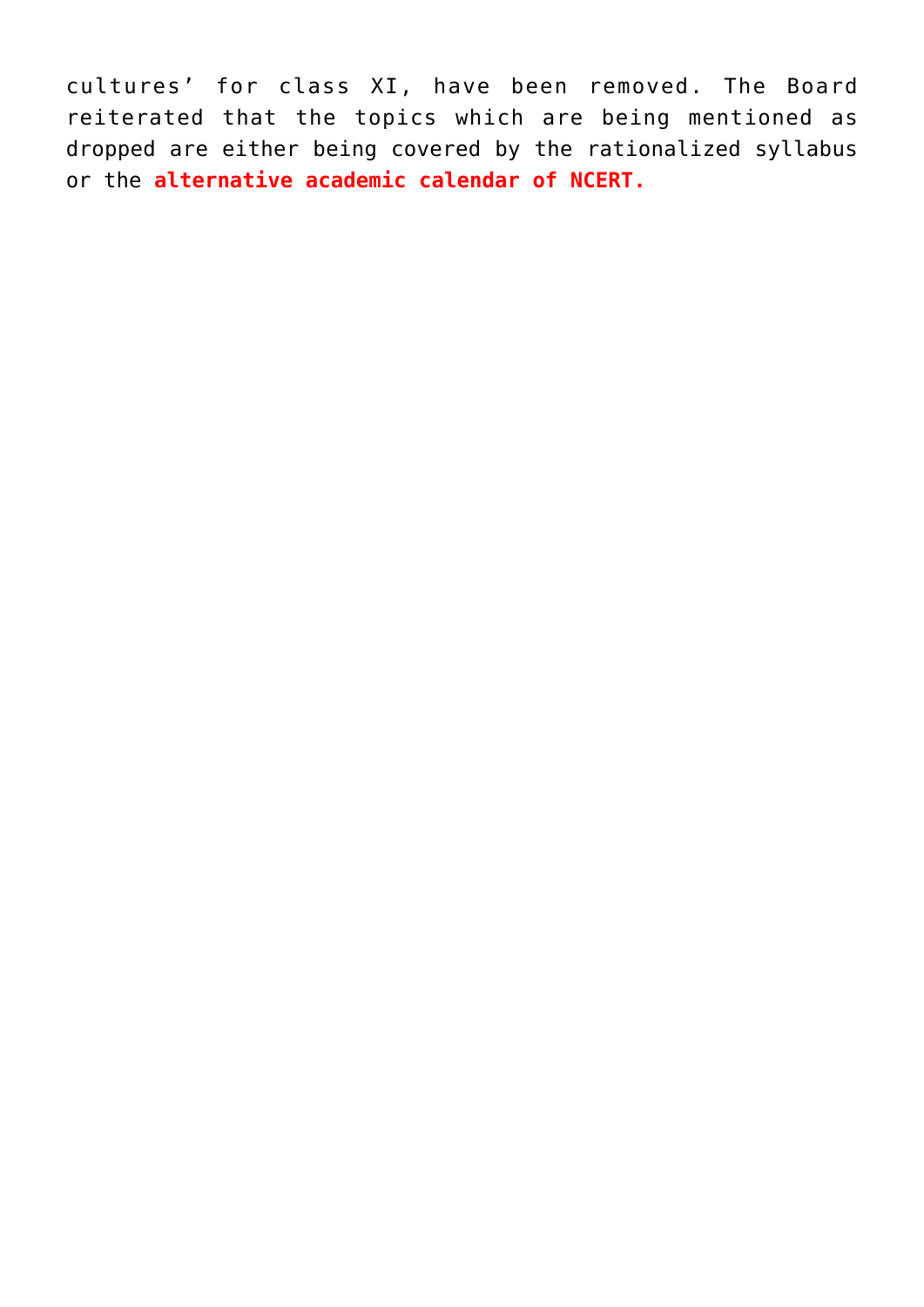cultures' for class XI, have been removed. The Board reiterated that the topics which are being mentioned as dropped are either being covered by the rationalized syllabus or the **alternative academic calendar of NCERT.**